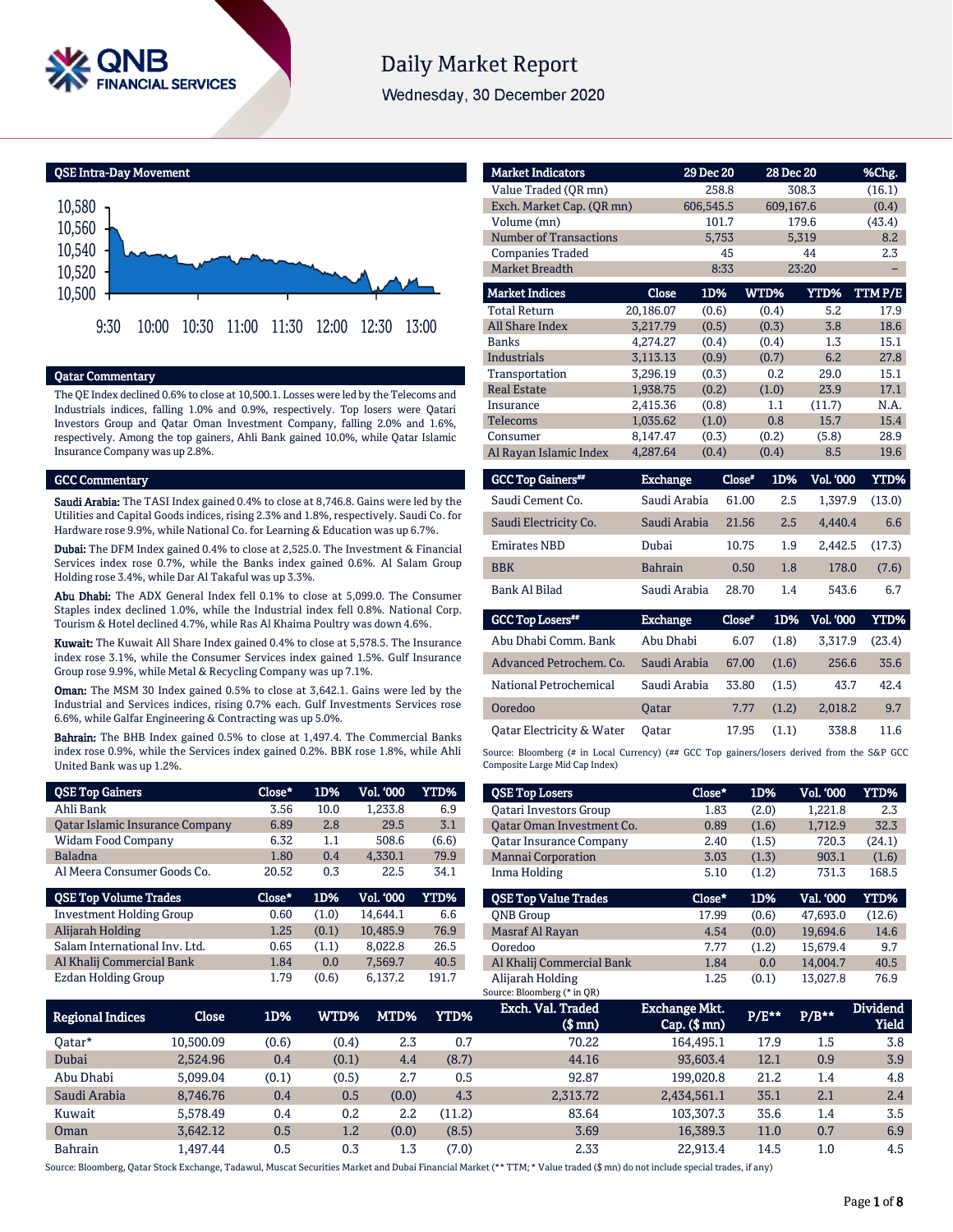# Daily Market Report

Wednesday, 30 December 2020

## QSE Intra-Day Movement

## Qatar Commentary

The QE Index declined 0.6% to close at 10,500.1. Losses were led by the Telecoms and Industrials indices, falling 1.0% and 0.9%, respectively. Top losers were Qatari Investors Group and Qatar Oman Investment Company, falling 2.0% and 1.6%, respectively. Among the top gainers, Ahli Bank gained 10.0%, while Qatar Islamic Insurance Company was up 2.8%.

## GCC Commentary

**Saudi Arabia:** The TASI Index gained 0.4% to close at 8,746.8. Gains were led by the Utilities and Capital Goods indices, rising 2.3% and 1.8%, respectively. Saudi Co. for Hardware rose 9.9%, while National Co. for Learning & Education was up 6.7%.

**Dubai:** The DFM Index gained 0.4% to close at 2,525.0. The Investment & Financial Services index rose 0.7%, while the Banks index gained 0.6%. Al Salam Group Holding rose 3.4%, while Dar Al Takaful was up 3.3%.

**Abu Dhabi:** The ADX General Index fell 0.1% to close at 5,099.0. The Consumer Staples index declined 1.0%, while the Industrial index fell 0.8%. National Corp. Tourism & Hotel declined 4.7%, while Ras Al Khaima Poultry was down 4.6%.

**Kuwait:** The Kuwait All Share Index gained 0.4% to close at 5,578.5. The Insurance index rose 3.1%, while the Consumer Services index gained 1.5%. Gulf Insurance Group rose 9.9%, while Metal & Recycling Company was up 7.1%.

**Oman:** The MSM 30 Index gained 0.5% to close at 3,642.1. Gains were led by the Industrial and Services indices, rising 0.7% each. Gulf Investments Services rose 6.6%, while Galfar Engineering & Contracting was up 5.0%.

**Bahrain:** The BHB Index gained 0.5% to close at 1,497.4. The Commercial Banks index rose 0.9%, while the Services index gained 0.2%. BBK rose 1.8%, while Ahli United Bank was up 1.2%.

| Market Indicators | 29 Dec 20 | 28 Dec 20 | %Chg. |
|---|---|---|---|
| Value Traded (QR mn) | 258.8 | 308.3 | (16.1) |
| Exch. Market Cap. (QR mn) | 606,545.5 | 609,167.6 | (0.4) |
| Volume (mn) | 101.7 | 179.6 | (43.4) |
| Number of Transactions | 5,753 | 5,319 | 8.2 |
| Companies Traded | 45 | 44 | 2.3 |
| Market Breadth | 8:33 | 23:20 | – |

| Market Indices | Close | 1D% | WTD% | YTD% | TTM P/E |
|---|---|---|---|---|---|
| Total Return | 20,186.07 | (0.6) | (0.4) | 5.2 | 17.9 |
| All Share Index | 3,217.79 | (0.5) | (0.3) | 3.8 | 18.6 |
| Banks | 4,274.27 | (0.4) | (0.4) | 1.3 | 15.1 |
| Industrials | 3,113.13 | (0.9) | (0.7) | 6.2 | 27.8 |
| Transportation | 3,296.19 | (0.3) | 0.2 | 29.0 | 15.1 |
| Real Estate | 1,938.75 | (0.2) | (1.0) | 23.9 | 17.1 |
| Insurance | 2,415.36 | (0.8) | 1.1 | (11.7) | N.A. |
| Telecoms | 1,035.62 | (1.0) | 0.8 | 15.7 | 15.4 |
| Consumer | 8,147.47 | (0.3) | (0.2) | (5.8) | 28.9 |
| Al Rayan Islamic Index | 4,287.64 | (0.4) | (0.4) | 8.5 | 19.6 |

| GCC Top Gainers## | Exchange | Close# | 1D% | Vol. '000 | YTD% |
|---|---|---|---|---|---|
| Saudi Cement Co. | Saudi Arabia | 61.00 | 2.5 | 1,397.9 | (13.0) |
| Saudi Electricity Co. | Saudi Arabia | 21.56 | 2.5 | 4,440.4 | 6.6 |
| Emirates NBD | Dubai | 10.75 | 1.9 | 2,442.5 | (17.3) |
| BBK | Bahrain | 0.50 | 1.8 | 178.0 | (7.6) |
| Bank Al Bilad | Saudi Arabia | 28.70 | 1.4 | 543.6 | 6.7 |

| GCC Top Losers## | Exchange | Close# | 1D% | Vol. '000 | YTD% |
|---|---|---|---|---|---|
| Abu Dhabi Comm. Bank | Abu Dhabi | 6.07 | (1.8) | 3,317.9 | (23.4) |
| Advanced Petrochem. Co. | Saudi Arabia | 67.00 | (1.6) | 256.6 | 35.6 |
| National Petrochemical | Saudi Arabia | 33.80 | (1.5) | 43.7 | 42.4 |
| Ooredoo | Qatar | 7.77 | (1.2) | 2,018.2 | 9.7 |
| Qatar Electricity & Water | Qatar | 17.95 | (1.1) | 338.8 | 11.6 |

Source: Bloomberg (# in Local Currency) (## GCC Top gainers/losers derived from the S&P GCC Composite Large Mid Cap Index)

| QSE Top Gainers | Close* | 1D% | Vol. '000 | YTD% |
|---|---|---|---|---|
| Ahli Bank | 3.56 | 10.0 | 1,233.8 | 6.9 |
| Qatar Islamic Insurance Company | 6.89 | 2.8 | 29.5 | 3.1 |
| Widam Food Company | 6.32 | 1.1 | 508.6 | (6.6) |
| Baladna | 1.80 | 0.4 | 4,330.1 | 79.9 |
| Al Meera Consumer Goods Co. | 20.52 | 0.3 | 22.5 | 34.1 |

| QSE Top Volume Trades | Close* | 1D% | Vol. '000 | YTD% |
|---|---|---|---|---|
| Investment Holding Group | 0.60 | (1.0) | 14,644.1 | 6.6 |
| Alijarah Holding | 1.25 | (0.1) | 10,485.9 | 76.9 |
| Salam International Inv. Ltd. | 0.65 | (1.1) | 8,022.8 | 26.5 |
| Al Khalij Commercial Bank | 1.84 | 0.0 | 7,569.7 | 40.5 |
| Ezdan Holding Group | 1.79 | (0.6) | 6,137.2 | 191.7 |

| QSE Top Losers | Close* | 1D% | Vol. '000 | YTD% |
|---|---|---|---|---|
| Qatari Investors Group | 1.83 | (2.0) | 1,221.8 | 2.3 |
| Qatar Oman Investment Co. | 0.89 | (1.6) | 1,712.9 | 32.3 |
| Qatar Insurance Company | 2.40 | (1.5) | 720.3 | (24.1) |
| Mannai Corporation | 3.03 | (1.3) | 903.1 | (1.6) |
| Inma Holding | 5.10 | (1.2) | 731.3 | 168.5 |

| QSE Top Value Trades | Close* | 1D% | Val. '000 | YTD% |
|---|---|---|---|---|
| QNB Group | 17.99 | (0.6) | 47,693.0 | (12.6) |
| Masraf Al Rayan | 4.54 | (0.0) | 19,694.6 | 14.6 |
| Ooredoo | 7.77 | (1.2) | 15,679.4 | 9.7 |
| Al Khalij Commercial Bank | 1.84 | 0.0 | 14,004.7 | 40.5 |
| Alijarah Holding | 1.25 | (0.1) | 13,027.8 | 76.9 |

Source: Bloomberg (* in QR)

| Regional Indices | Close | 1D% | WTD% | MTD% | YTD% | Exch. Val. Traded ($ mn) | Exchange Mkt. Cap. ($ mn) | P/E** | P/B** | Dividend Yield |
|---|---|---|---|---|---|---|---|---|---|---|
| Qatar* | 10,500.09 | (0.6) | (0.4) | 2.3 | 0.7 | 70.22 | 164,495.1 | 17.9 | 1.5 | 3.8 |
| Dubai | 2,524.96 | 0.4 | (0.1) | 4.4 | (8.7) | 44.16 | 93,603.4 | 12.1 | 0.9 | 3.9 |
| Abu Dhabi | 5,099.04 | (0.1) | (0.5) | 2.7 | 0.5 | 92.87 | 199,020.8 | 21.2 | 1.4 | 4.8 |
| Saudi Arabia | 8,746.76 | 0.4 | 0.5 | (0.0) | 4.3 | 2,313.72 | 2,434,561.1 | 35.1 | 2.1 | 2.4 |
| Kuwait | 5,578.49 | 0.4 | 0.2 | 2.2 | (11.2) | 83.64 | 103,307.3 | 35.6 | 1.4 | 3.5 |
| Oman | 3,642.12 | 0.5 | 1.2 | (0.0) | (8.5) | 3.69 | 16,389.3 | 11.0 | 0.7 | 6.9 |
| Bahrain | 1,497.44 | 0.5 | 0.3 | 1.3 | (7.0) | 2.33 | 22,913.4 | 14.5 | 1.0 | 4.5 |

Source: Bloomberg, Qatar Stock Exchange, Tadawul, Muscat Securities Market and Dubai Financial Market (** TTM; * Value traded ($ mn) do not include special trades, if any)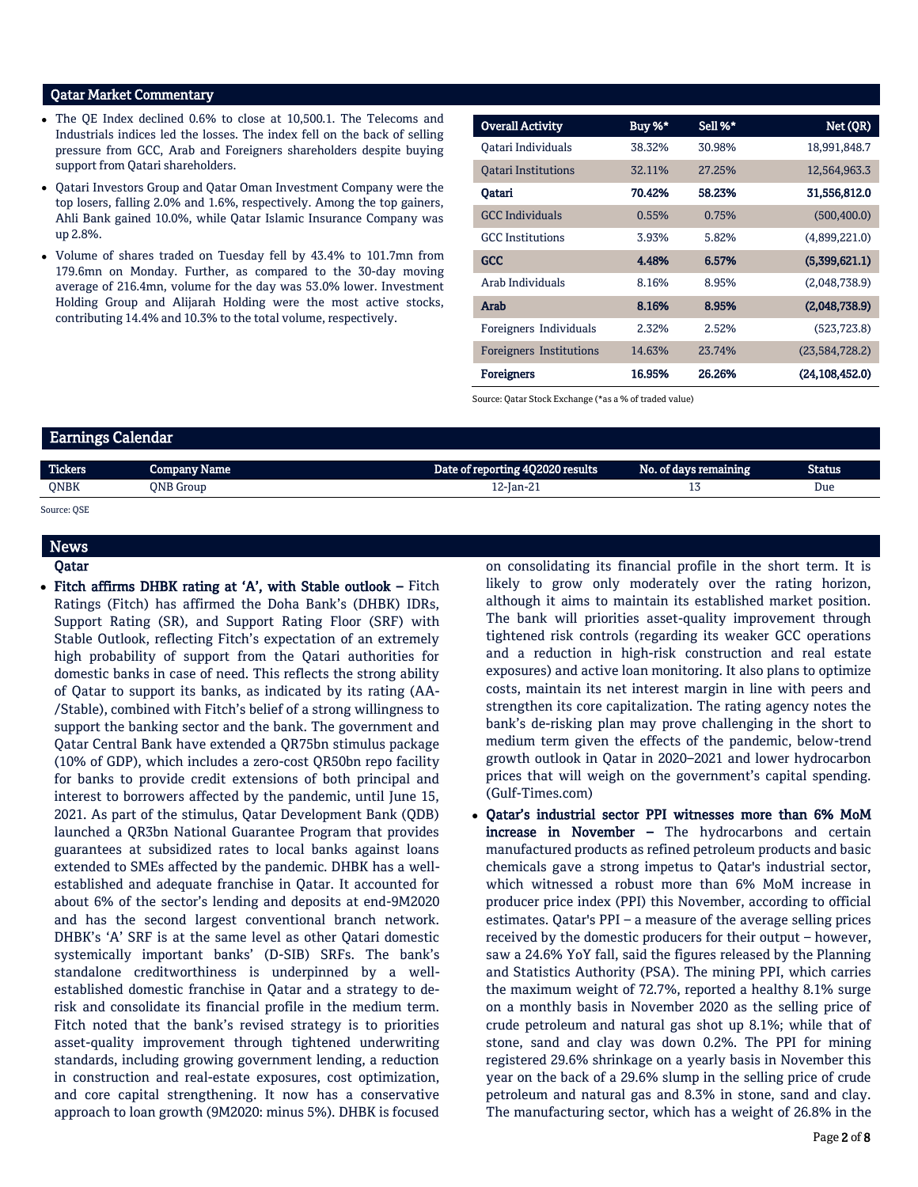## Qatar Market Commentary

- The QE Index declined 0.6% to close at 10,500.1. The Telecoms and Industrials indices led the losses. The index fell on the back of selling pressure from GCC, Arab and Foreigners shareholders despite buying support from Qatari shareholders.
- Qatari Investors Group and Qatar Oman Investment Company were the top losers, falling 2.0% and 1.6%, respectively. Among the top gainers, Ahli Bank gained 10.0%, while Qatar Islamic Insurance Company was up 2.8%.
- Volume of shares traded on Tuesday fell by 43.4% to 101.7mn from 179.6mn on Monday. Further, as compared to the 30-day moving average of 216.4mn, volume for the day was 53.0% lower. Investment Holding Group and Alijarah Holding were the most active stocks, contributing 14.4% and 10.3% to the total volume, respectively.

| Overall Activity | Buy %* | Sell %* | Net (QR) |
|---|---|---|---|
| Qatari Individuals | 38.32% | 30.98% | 18,991,848.7 |
| Qatari Institutions | 32.11% | 27.25% | 12,564,963.3 |
| **Qatari** | **70.42%** | **58.23%** | **31,556,812.0** |
| GCC Individuals | 0.55% | 0.75% | (500,400.0) |
| GCC Institutions | 3.93% | 5.82% | (4,899,221.0) |
| **GCC** | **4.48%** | **6.57%** | **(5,399,621.1)** |
| Arab Individuals | 8.16% | 8.95% | (2,048,738.9) |
| **Arab** | **8.16%** | **8.95%** | **(2,048,738.9)** |
| Foreigners Individuals | 2.32% | 2.52% | (523,723.8) |
| Foreigners Institutions | 14.63% | 23.74% | (23,584,728.2) |
| **Foreigners** | **16.95%** | **26.26%** | **(24,108,452.0)** |

Source: Qatar Stock Exchange (*as a % of traded value)

## Earnings Calendar

| Tickers | Company Name | Date of reporting 4Q2020 results | No. of days remaining | Status |
|---|---|---|---|---|
| QNBK | QNB Group | 12-Jan-21 | 13 | Due |

Source: QSE

## News

### Qatar

- **Fitch affirms DHBK rating at 'A', with Stable outlook –** Fitch Ratings (Fitch) has affirmed the Doha Bank's (DHBK) IDRs, Support Rating (SR), and Support Rating Floor (SRF) with Stable Outlook, reflecting Fitch's expectation of an extremely high probability of support from the Qatari authorities for domestic banks in case of need. This reflects the strong ability of Qatar to support its banks, as indicated by its rating (AA-/Stable), combined with Fitch's belief of a strong willingness to support the banking sector and the bank. The government and Qatar Central Bank have extended a QR75bn stimulus package (10% of GDP), which includes a zero-cost QR50bn repo facility for banks to provide credit extensions of both principal and interest to borrowers affected by the pandemic, until June 15, 2021. As part of the stimulus, Qatar Development Bank (QDB) launched a QR3bn National Guarantee Program that provides guarantees at subsidized rates to local banks against loans extended to SMEs affected by the pandemic. DHBK has a well-established and adequate franchise in Qatar. It accounted for about 6% of the sector's lending and deposits at end-9M2020 and has the second largest conventional branch network. DHBK's 'A' SRF is at the same level as other Qatari domestic systemically important banks' (D-SIB) SRFs. The bank's standalone creditworthiness is underpinned by a well-established domestic franchise in Qatar and a strategy to de-risk and consolidate its financial profile in the medium term. Fitch noted that the bank's revised strategy is to priorities asset-quality improvement through tightened underwriting standards, including growing government lending, a reduction in construction and real-estate exposures, cost optimization, and core capital strengthening. It now has a conservative approach to loan growth (9M2020: minus 5%). DHBK is focused on consolidating its financial profile in the short term. It is likely to grow only moderately over the rating horizon, although it aims to maintain its established market position. The bank will priorities asset-quality improvement through tightened risk controls (regarding its weaker GCC operations and a reduction in high-risk construction and real estate exposures) and active loan monitoring. It also plans to optimize costs, maintain its net interest margin in line with peers and strengthen its core capitalization. The rating agency notes the bank's de-risking plan may prove challenging in the short to medium term given the effects of the pandemic, below-trend growth outlook in Qatar in 2020–2021 and lower hydrocarbon prices that will weigh on the government's capital spending. (Gulf-Times.com)
- **Qatar's industrial sector PPI witnesses more than 6% MoM increase in November –** The hydrocarbons and certain manufactured products as refined petroleum products and basic chemicals gave a strong impetus to Qatar's industrial sector, which witnessed a robust more than 6% MoM increase in producer price index (PPI) this November, according to official estimates. Qatar's PPI – a measure of the average selling prices received by the domestic producers for their output – however, saw a 24.6% YoY fall, said the figures released by the Planning and Statistics Authority (PSA). The mining PPI, which carries the maximum weight of 72.7%, reported a healthy 8.1% surge on a monthly basis in November 2020 as the selling price of crude petroleum and natural gas shot up 8.1%; while that of stone, sand and clay was down 0.2%. The PPI for mining registered 29.6% shrinkage on a yearly basis in November this year on the back of a 29.6% slump in the selling price of crude petroleum and natural gas and 8.3% in stone, sand and clay. The manufacturing sector, which has a weight of 26.8% in the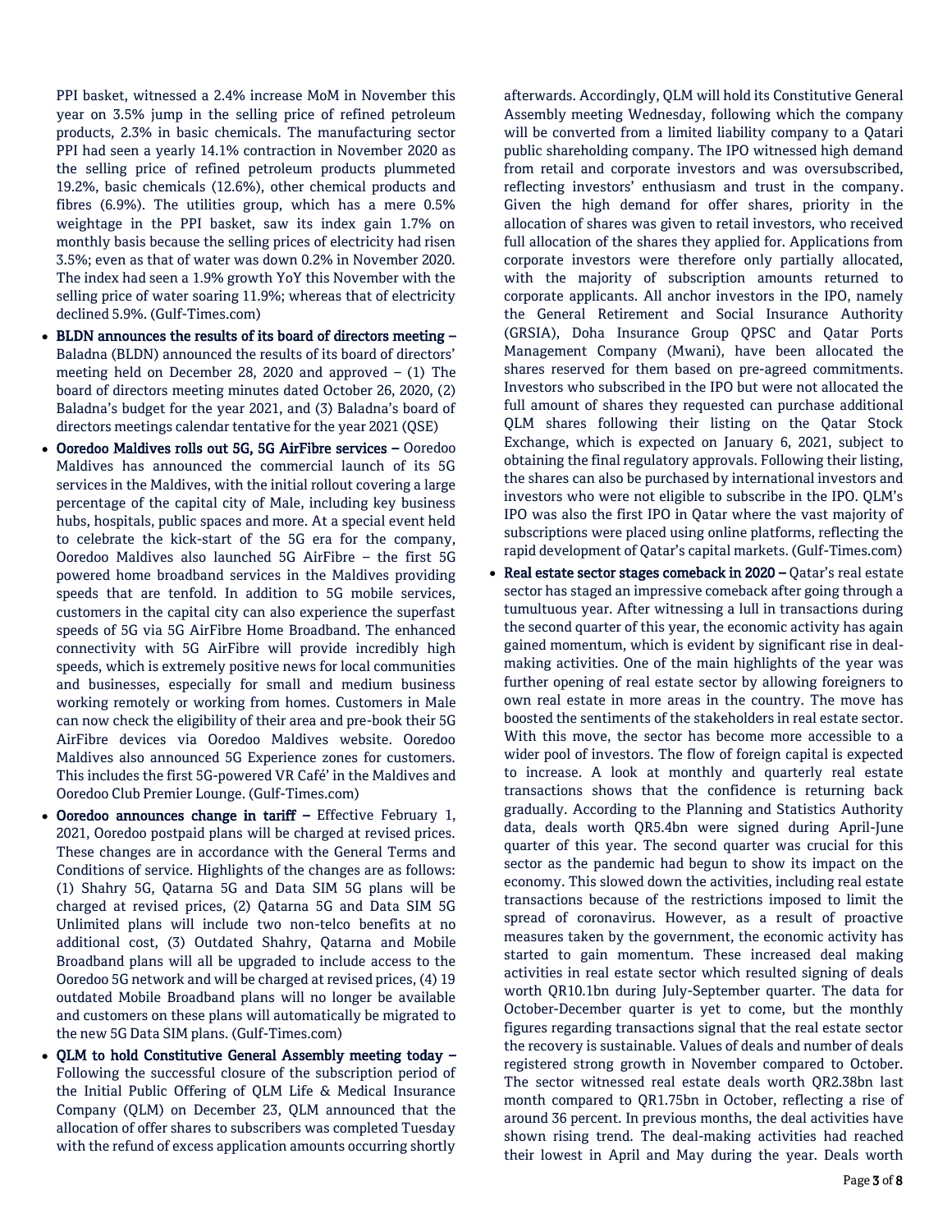PPI basket, witnessed a 2.4% increase MoM in November this year on 3.5% jump in the selling price of refined petroleum products, 2.3% in basic chemicals. The manufacturing sector PPI had seen a yearly 14.1% contraction in November 2020 as the selling price of refined petroleum products plummeted 19.2%, basic chemicals (12.6%), other chemical products and fibres (6.9%). The utilities group, which has a mere 0.5% weightage in the PPI basket, saw its index gain 1.7% on monthly basis because the selling prices of electricity had risen 3.5%; even as that of water was down 0.2% in November 2020. The index had seen a 1.9% growth YoY this November with the selling price of water soaring 11.9%; whereas that of electricity declined 5.9%. (Gulf-Times.com)

- **BLDN announces the results of its board of directors meeting –** Baladna (BLDN) announced the results of its board of directors' meeting held on December 28, 2020 and approved – (1) The board of directors meeting minutes dated October 26, 2020, (2) Baladna's budget for the year 2021, and (3) Baladna's board of directors meetings calendar tentative for the year 2021 (QSE)
- **Ooredoo Maldives rolls out 5G, 5G AirFibre services –** Ooredoo Maldives has announced the commercial launch of its 5G services in the Maldives, with the initial rollout covering a large percentage of the capital city of Male, including key business hubs, hospitals, public spaces and more. At a special event held to celebrate the kick-start of the 5G era for the company, Ooredoo Maldives also launched 5G AirFibre – the first 5G powered home broadband services in the Maldives providing speeds that are tenfold. In addition to 5G mobile services, customers in the capital city can also experience the superfast speeds of 5G via 5G AirFibre Home Broadband. The enhanced connectivity with 5G AirFibre will provide incredibly high speeds, which is extremely positive news for local communities and businesses, especially for small and medium business working remotely or working from homes. Customers in Male can now check the eligibility of their area and pre-book their 5G AirFibre devices via Ooredoo Maldives website. Ooredoo Maldives also announced 5G Experience zones for customers. This includes the first 5G-powered VR Café' in the Maldives and Ooredoo Club Premier Lounge. (Gulf-Times.com)
- **Ooredoo announces change in tariff –** Effective February 1, 2021, Ooredoo postpaid plans will be charged at revised prices. These changes are in accordance with the General Terms and Conditions of service. Highlights of the changes are as follows: (1) Shahry 5G, Qatarna 5G and Data SIM 5G plans will be charged at revised prices, (2) Qatarna 5G and Data SIM 5G Unlimited plans will include two non-telco benefits at no additional cost, (3) Outdated Shahry, Qatarna and Mobile Broadband plans will all be upgraded to include access to the Ooredoo 5G network and will be charged at revised prices, (4) 19 outdated Mobile Broadband plans will no longer be available and customers on these plans will automatically be migrated to the new 5G Data SIM plans. (Gulf-Times.com)
- **QLM to hold Constitutive General Assembly meeting today –** Following the successful closure of the subscription period of the Initial Public Offering of QLM Life & Medical Insurance Company (QLM) on December 23, QLM announced that the allocation of offer shares to subscribers was completed Tuesday with the refund of excess application amounts occurring shortly afterwards. Accordingly, QLM will hold its Constitutive General Assembly meeting Wednesday, following which the company will be converted from a limited liability company to a Qatari public shareholding company. The IPO witnessed high demand from retail and corporate investors and was oversubscribed, reflecting investors' enthusiasm and trust in the company. Given the high demand for offer shares, priority in the allocation of shares was given to retail investors, who received full allocation of the shares they applied for. Applications from corporate investors were therefore only partially allocated, with the majority of subscription amounts returned to corporate applicants. All anchor investors in the IPO, namely the General Retirement and Social Insurance Authority (GRSIA), Doha Insurance Group QPSC and Qatar Ports Management Company (Mwani), have been allocated the shares reserved for them based on pre-agreed commitments. Investors who subscribed in the IPO but were not allocated the full amount of shares they requested can purchase additional QLM shares following their listing on the Qatar Stock Exchange, which is expected on January 6, 2021, subject to obtaining the final regulatory approvals. Following their listing, the shares can also be purchased by international investors and investors who were not eligible to subscribe in the IPO. QLM's IPO was also the first IPO in Qatar where the vast majority of subscriptions were placed using online platforms, reflecting the rapid development of Qatar's capital markets. (Gulf-Times.com)
- **Real estate sector stages comeback in 2020 –** Qatar's real estate sector has staged an impressive comeback after going through a tumultuous year. After witnessing a lull in transactions during the second quarter of this year, the economic activity has again gained momentum, which is evident by significant rise in deal-making activities. One of the main highlights of the year was further opening of real estate sector by allowing foreigners to own real estate in more areas in the country. The move has boosted the sentiments of the stakeholders in real estate sector. With this move, the sector has become more accessible to a wider pool of investors. The flow of foreign capital is expected to increase. A look at monthly and quarterly real estate transactions shows that the confidence is returning back gradually. According to the Planning and Statistics Authority data, deals worth QR5.4bn were signed during April-June quarter of this year. The second quarter was crucial for this sector as the pandemic had begun to show its impact on the economy. This slowed down the activities, including real estate transactions because of the restrictions imposed to limit the spread of coronavirus. However, as a result of proactive measures taken by the government, the economic activity has started to gain momentum. These increased deal making activities in real estate sector which resulted signing of deals worth QR10.1bn during July-September quarter. The data for October-December quarter is yet to come, but the monthly figures regarding transactions signal that the real estate sector the recovery is sustainable. Values of deals and number of deals registered strong growth in November compared to October. The sector witnessed real estate deals worth QR2.38bn last month compared to QR1.75bn in October, reflecting a rise of around 36 percent. In previous months, the deal activities have shown rising trend. The deal-making activities had reached their lowest in April and May during the year. Deals worth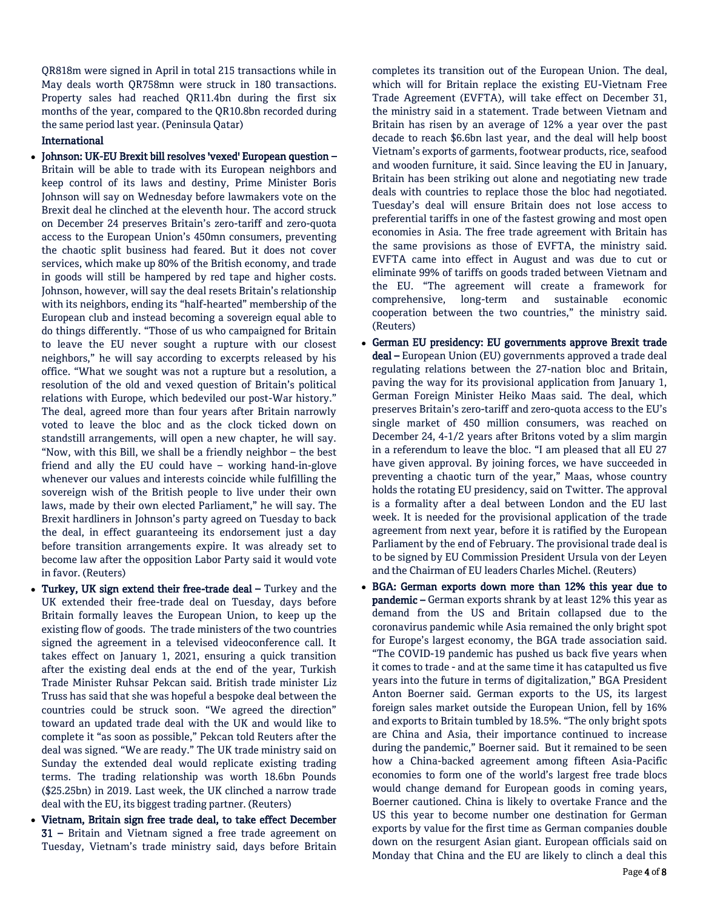QR818m were signed in April in total 215 transactions while in May deals worth QR758mn were struck in 180 transactions. Property sales had reached QR11.4bn during the first six months of the year, compared to the QR10.8bn recorded during the same period last year. (Peninsula Qatar)

## International

- **Johnson: UK-EU Brexit bill resolves 'vexed' European question –** Britain will be able to trade with its European neighbors and keep control of its laws and destiny, Prime Minister Boris Johnson will say on Wednesday before lawmakers vote on the Brexit deal he clinched at the eleventh hour. The accord struck on December 24 preserves Britain's zero-tariff and zero-quota access to the European Union's 450mn consumers, preventing the chaotic split business had feared. But it does not cover services, which make up 80% of the British economy, and trade in goods will still be hampered by red tape and higher costs. Johnson, however, will say the deal resets Britain's relationship with its neighbors, ending its "half-hearted" membership of the European club and instead becoming a sovereign equal able to do things differently. "Those of us who campaigned for Britain to leave the EU never sought a rupture with our closest neighbors," he will say according to excerpts released by his office. "What we sought was not a rupture but a resolution, a resolution of the old and vexed question of Britain's political relations with Europe, which bedeviled our post-War history." The deal, agreed more than four years after Britain narrowly voted to leave the bloc and as the clock ticked down on standstill arrangements, will open a new chapter, he will say. "Now, with this Bill, we shall be a friendly neighbor – the best friend and ally the EU could have – working hand-in-glove whenever our values and interests coincide while fulfilling the sovereign wish of the British people to live under their own laws, made by their own elected Parliament," he will say. The Brexit hardliners in Johnson's party agreed on Tuesday to back the deal, in effect guaranteeing its endorsement just a day before transition arrangements expire. It was already set to become law after the opposition Labor Party said it would vote in favor. (Reuters)
- **Turkey, UK sign extend their free-trade deal –** Turkey and the UK extended their free-trade deal on Tuesday, days before Britain formally leaves the European Union, to keep up the existing flow of goods. The trade ministers of the two countries signed the agreement in a televised videoconference call. It takes effect on January 1, 2021, ensuring a quick transition after the existing deal ends at the end of the year, Turkish Trade Minister Ruhsar Pekcan said. British trade minister Liz Truss has said that she was hopeful a bespoke deal between the countries could be struck soon. "We agreed the direction" toward an updated trade deal with the UK and would like to complete it "as soon as possible," Pekcan told Reuters after the deal was signed. "We are ready." The UK trade ministry said on Sunday the extended deal would replicate existing trading terms. The trading relationship was worth 18.6bn Pounds ($25.25bn) in 2019. Last week, the UK clinched a narrow trade deal with the EU, its biggest trading partner. (Reuters)
- **Vietnam, Britain sign free trade deal, to take effect December 31 –** Britain and Vietnam signed a free trade agreement on Tuesday, Vietnam's trade ministry said, days before Britain completes its transition out of the European Union. The deal, which will for Britain replace the existing EU-Vietnam Free Trade Agreement (EVFTA), will take effect on December 31, the ministry said in a statement. Trade between Vietnam and Britain has risen by an average of 12% a year over the past decade to reach $6.6bn last year, and the deal will help boost Vietnam's exports of garments, footwear products, rice, seafood and wooden furniture, it said. Since leaving the EU in January, Britain has been striking out alone and negotiating new trade deals with countries to replace those the bloc had negotiated. Tuesday's deal will ensure Britain does not lose access to preferential tariffs in one of the fastest growing and most open economies in Asia. The free trade agreement with Britain has the same provisions as those of EVFTA, the ministry said. EVFTA came into effect in August and was due to cut or eliminate 99% of tariffs on goods traded between Vietnam and the EU. "The agreement will create a framework for comprehensive, long-term and sustainable economic cooperation between the two countries," the ministry said. (Reuters)
- **German EU presidency: EU governments approve Brexit trade deal –** European Union (EU) governments approved a trade deal regulating relations between the 27-nation bloc and Britain, paving the way for its provisional application from January 1, German Foreign Minister Heiko Maas said. The deal, which preserves Britain's zero-tariff and zero-quota access to the EU's single market of 450 million consumers, was reached on December 24, 4-1/2 years after Britons voted by a slim margin in a referendum to leave the bloc. "I am pleased that all EU 27 have given approval. By joining forces, we have succeeded in preventing a chaotic turn of the year," Maas, whose country holds the rotating EU presidency, said on Twitter. The approval is a formality after a deal between London and the EU last week. It is needed for the provisional application of the trade agreement from next year, before it is ratified by the European Parliament by the end of February. The provisional trade deal is to be signed by EU Commission President Ursula von der Leyen and the Chairman of EU leaders Charles Michel. (Reuters)
- **BGA: German exports down more than 12% this year due to pandemic –** German exports shrank by at least 12% this year as demand from the US and Britain collapsed due to the coronavirus pandemic while Asia remained the only bright spot for Europe's largest economy, the BGA trade association said. "The COVID-19 pandemic has pushed us back five years when it comes to trade - and at the same time it has catapulted us five years into the future in terms of digitalization," BGA President Anton Boerner said. German exports to the US, its largest foreign sales market outside the European Union, fell by 16% and exports to Britain tumbled by 18.5%. "The only bright spots are China and Asia, their importance continued to increase during the pandemic," Boerner said. But it remained to be seen how a China-backed agreement among fifteen Asia-Pacific economies to form one of the world's largest free trade blocs would change demand for European goods in coming years, Boerner cautioned. China is likely to overtake France and the US this year to become number one destination for German exports by value for the first time as German companies double down on the resurgent Asian giant. European officials said on Monday that China and the EU are likely to clinch a deal this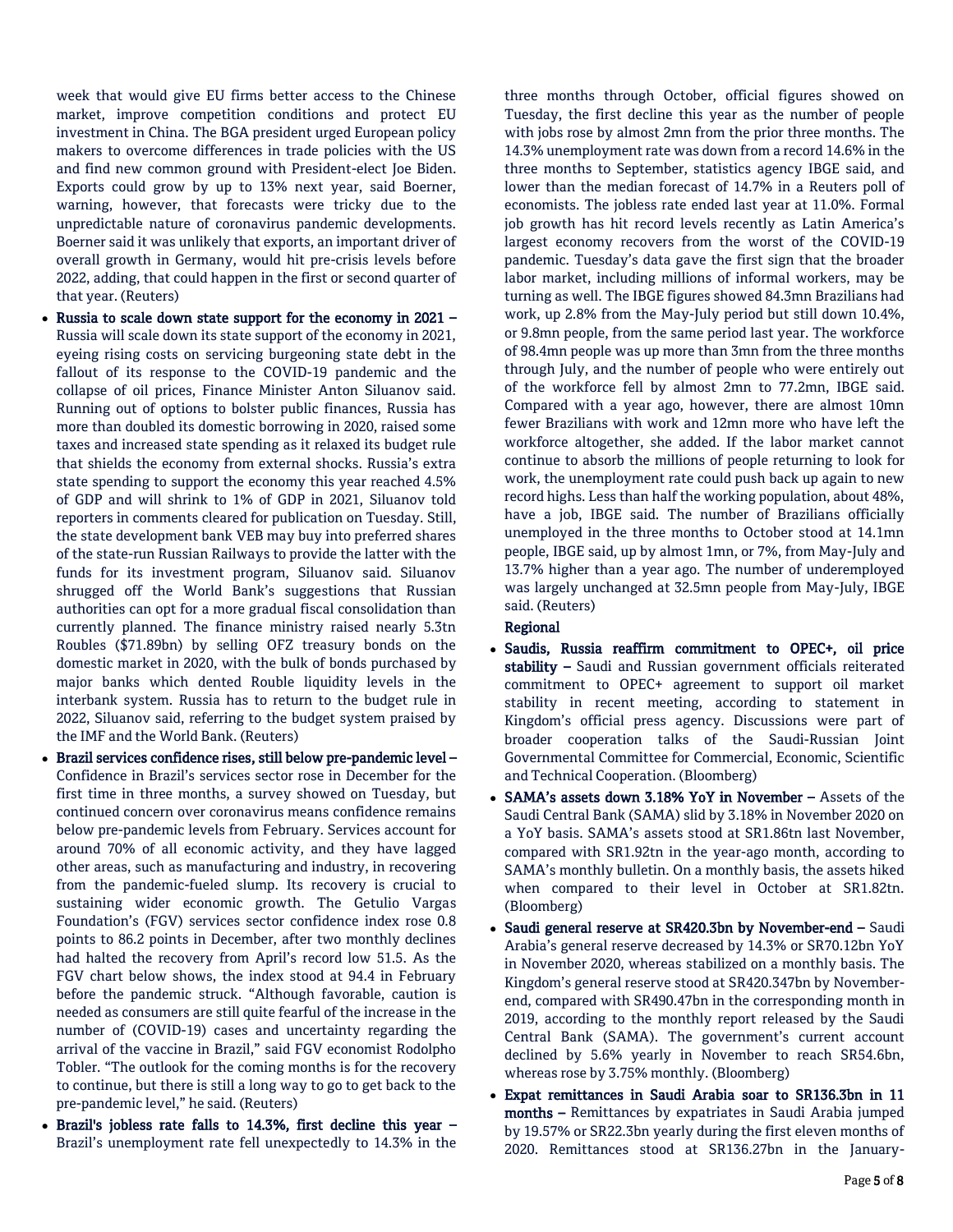week that would give EU firms better access to the Chinese market, improve competition conditions and protect EU investment in China. The BGA president urged European policy makers to overcome differences in trade policies with the US and find new common ground with President-elect Joe Biden. Exports could grow by up to 13% next year, said Boerner, warning, however, that forecasts were tricky due to the unpredictable nature of coronavirus pandemic developments. Boerner said it was unlikely that exports, an important driver of overall growth in Germany, would hit pre-crisis levels before 2022, adding, that could happen in the first or second quarter of that year. (Reuters)

- **Russia to scale down state support for the economy in 2021 –** Russia will scale down its state support of the economy in 2021, eyeing rising costs on servicing burgeoning state debt in the fallout of its response to the COVID-19 pandemic and the collapse of oil prices, Finance Minister Anton Siluanov said. Running out of options to bolster public finances, Russia has more than doubled its domestic borrowing in 2020, raised some taxes and increased state spending as it relaxed its budget rule that shields the economy from external shocks. Russia's extra state spending to support the economy this year reached 4.5% of GDP and will shrink to 1% of GDP in 2021, Siluanov told reporters in comments cleared for publication on Tuesday. Still, the state development bank VEB may buy into preferred shares of the state-run Russian Railways to provide the latter with the funds for its investment program, Siluanov said. Siluanov shrugged off the World Bank's suggestions that Russian authorities can opt for a more gradual fiscal consolidation than currently planned. The finance ministry raised nearly 5.3tn Roubles ($71.89bn) by selling OFZ treasury bonds on the domestic market in 2020, with the bulk of bonds purchased by major banks which dented Rouble liquidity levels in the interbank system. Russia has to return to the budget rule in 2022, Siluanov said, referring to the budget system praised by the IMF and the World Bank. (Reuters)
- **Brazil services confidence rises, still below pre-pandemic level –** Confidence in Brazil's services sector rose in December for the first time in three months, a survey showed on Tuesday, but continued concern over coronavirus means confidence remains below pre-pandemic levels from February. Services account for around 70% of all economic activity, and they have lagged other areas, such as manufacturing and industry, in recovering from the pandemic-fueled slump. Its recovery is crucial to sustaining wider economic growth. The Getulio Vargas Foundation's (FGV) services sector confidence index rose 0.8 points to 86.2 points in December, after two monthly declines had halted the recovery from April's record low 51.5. As the FGV chart below shows, the index stood at 94.4 in February before the pandemic struck. "Although favorable, caution is needed as consumers are still quite fearful of the increase in the number of (COVID-19) cases and uncertainty regarding the arrival of the vaccine in Brazil," said FGV economist Rodolpho Tobler. "The outlook for the coming months is for the recovery to continue, but there is still a long way to go to get back to the pre-pandemic level," he said. (Reuters)
- **Brazil's jobless rate falls to 14.3%, first decline this year –** Brazil's unemployment rate fell unexpectedly to 14.3% in the three months through October, official figures showed on Tuesday, the first decline this year as the number of people with jobs rose by almost 2mn from the prior three months. The 14.3% unemployment rate was down from a record 14.6% in the three months to September, statistics agency IBGE said, and lower than the median forecast of 14.7% in a Reuters poll of economists. The jobless rate ended last year at 11.0%. Formal job growth has hit record levels recently as Latin America's largest economy recovers from the worst of the COVID-19 pandemic. Tuesday's data gave the first sign that the broader labor market, including millions of informal workers, may be turning as well. The IBGE figures showed 84.3mn Brazilians had work, up 2.8% from the May-July period but still down 10.4%, or 9.8mn people, from the same period last year. The workforce of 98.4mn people was up more than 3mn from the three months through July, and the number of people who were entirely out of the workforce fell by almost 2mn to 77.2mn, IBGE said. Compared with a year ago, however, there are almost 10mn fewer Brazilians with work and 12mn more who have left the workforce altogether, she added. If the labor market cannot continue to absorb the millions of people returning to look for work, the unemployment rate could push back up again to new record highs. Less than half the working population, about 48%, have a job, IBGE said. The number of Brazilians officially unemployed in the three months to October stood at 14.1mn people, IBGE said, up by almost 1mn, or 7%, from May-July and 13.7% higher than a year ago. The number of underemployed was largely unchanged at 32.5mn people from May-July, IBGE said. (Reuters)

**Regional**

- **Saudis, Russia reaffirm commitment to OPEC+, oil price stability –** Saudi and Russian government officials reiterated commitment to OPEC+ agreement to support oil market stability in recent meeting, according to statement in Kingdom's official press agency. Discussions were part of broader cooperation talks of the Saudi-Russian Joint Governmental Committee for Commercial, Economic, Scientific and Technical Cooperation. (Bloomberg)
- **SAMA's assets down 3.18% YoY in November –** Assets of the Saudi Central Bank (SAMA) slid by 3.18% in November 2020 on a YoY basis. SAMA's assets stood at SR1.86tn last November, compared with SR1.92tn in the year-ago month, according to SAMA's monthly bulletin. On a monthly basis, the assets hiked when compared to their level in October at SR1.82tn. (Bloomberg)
- **Saudi general reserve at SR420.3bn by November-end –** Saudi Arabia's general reserve decreased by 14.3% or SR70.12bn YoY in November 2020, whereas stabilized on a monthly basis. The Kingdom's general reserve stood at SR420.347bn by November-end, compared with SR490.47bn in the corresponding month in 2019, according to the monthly report released by the Saudi Central Bank (SAMA). The government's current account declined by 5.6% yearly in November to reach SR54.6bn, whereas rose by 3.75% monthly. (Bloomberg)
- **Expat remittances in Saudi Arabia soar to SR136.3bn in 11 months –** Remittances by expatriates in Saudi Arabia jumped by 19.57% or SR22.3bn yearly during the first eleven months of 2020. Remittances stood at SR136.27bn in the January-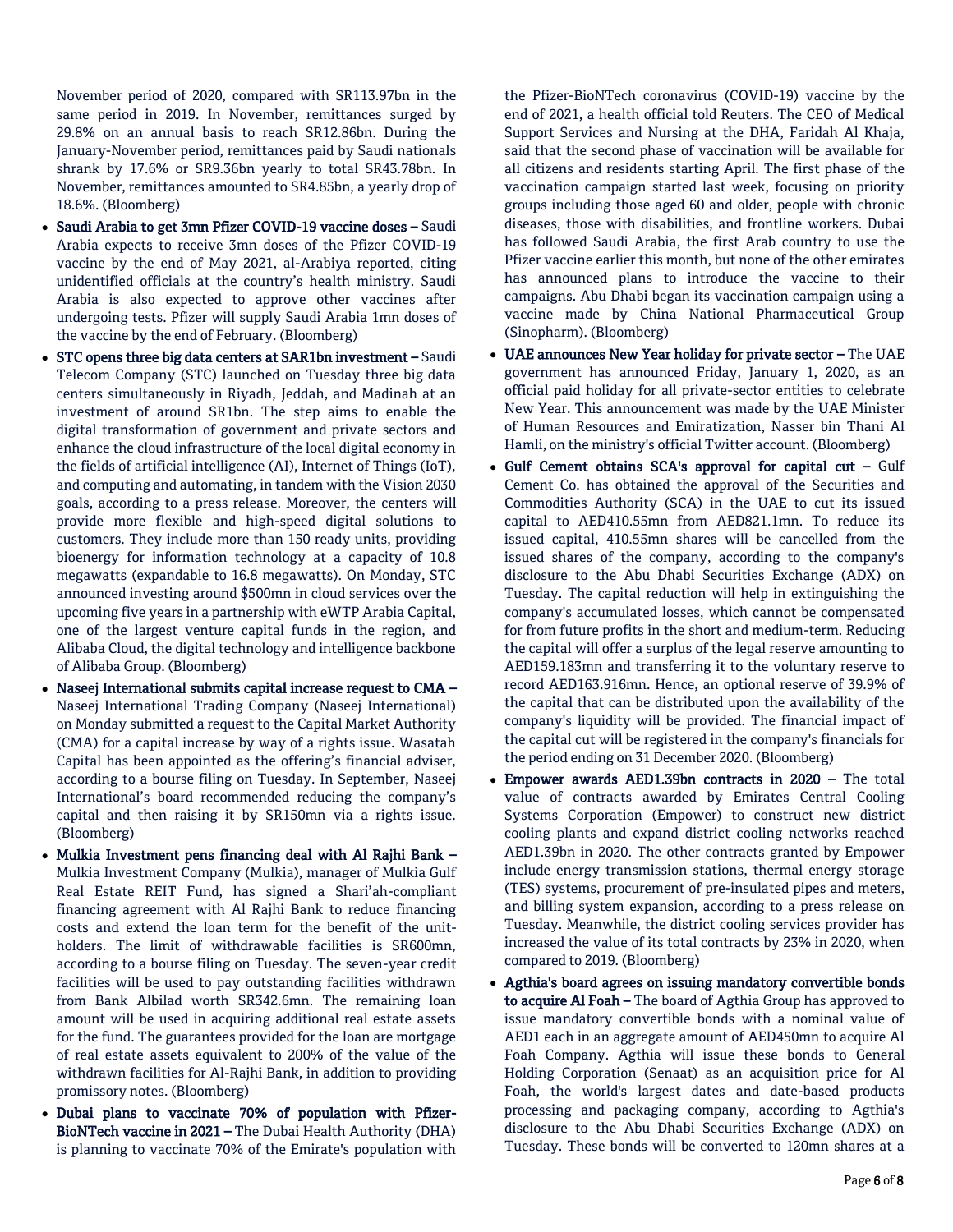November period of 2020, compared with SR113.97bn in the same period in 2019. In November, remittances surged by 29.8% on an annual basis to reach SR12.86bn. During the January-November period, remittances paid by Saudi nationals shrank by 17.6% or SR9.36bn yearly to total SR43.78bn. In November, remittances amounted to SR4.85bn, a yearly drop of 18.6%. (Bloomberg)

- **Saudi Arabia to get 3mn Pfizer COVID-19 vaccine doses –** Saudi Arabia expects to receive 3mn doses of the Pfizer COVID-19 vaccine by the end of May 2021, al-Arabiya reported, citing unidentified officials at the country's health ministry. Saudi Arabia is also expected to approve other vaccines after undergoing tests. Pfizer will supply Saudi Arabia 1mn doses of the vaccine by the end of February. (Bloomberg)
- **STC opens three big data centers at SAR1bn investment –** Saudi Telecom Company (STC) launched on Tuesday three big data centers simultaneously in Riyadh, Jeddah, and Madinah at an investment of around SR1bn. The step aims to enable the digital transformation of government and private sectors and enhance the cloud infrastructure of the local digital economy in the fields of artificial intelligence (AI), Internet of Things (IoT), and computing and automating, in tandem with the Vision 2030 goals, according to a press release. Moreover, the centers will provide more flexible and high-speed digital solutions to customers. They include more than 150 ready units, providing bioenergy for information technology a capacity of 10.8 megawatts (expandable to 16.8 megawatts). On Monday, STC announced investing around $500mn in cloud services over the upcoming five years in a partnership with eWTP Arabia Capital, one of the largest venture capital funds in the region, and Alibaba Cloud, the digital technology and intelligence backbone of Alibaba Group. (Bloomberg)
- **Naseej International submits capital increase request to CMA –** Naseej International Trading Company (Naseej International) on Monday submitted a request to the Capital Market Authority (CMA) for a capital increase by way of a rights issue. Wasatah Capital has been appointed as the offering's financial adviser, according to a bourse filing on Tuesday. In September, Naseej International's board recommended reducing the company's capital and then raising it by SR150mn via a rights issue. (Bloomberg)
- **Mulkia Investment pens financing deal with Al Rajhi Bank –** Mulkia Investment Company (Mulkia), manager of Mulkia Gulf Real Estate REIT Fund, has signed a Shari'ah-compliant financing agreement with Al Rajhi Bank to reduce financing costs and extend the loan term for the benefit of the unit-holders. The limit of withdrawable facilities is SR600mn, according to a bourse filing on Tuesday. The seven-year credit facilities will be used to pay outstanding facilities withdrawn from Bank Albilad worth SR342.6mn. The remaining loan amount will be used in acquiring additional real estate assets for the fund. The guarantees provided for the loan are mortgage of real estate assets equivalent to 200% of the value of the withdrawn facilities for Al-Rajhi Bank, in addition to providing promissory notes. (Bloomberg)
- **Dubai plans to vaccinate 70% of population with Pfizer-BioNTech vaccine in 2021 –** The Dubai Health Authority (DHA) is planning to vaccinate 70% of the Emirate's population with the Pfizer-BioNTech coronavirus (COVID-19) vaccine by the end of 2021, a health official told Reuters. The CEO of Medical Support Services and Nursing at the DHA, Faridah Al Khaja, said that the second phase of vaccination will be available for all citizens and residents starting April. The first phase of the vaccination campaign started last week, focusing on priority groups including those aged 60 and older, people with chronic diseases, those with disabilities, and frontline workers. Dubai has followed Saudi Arabia, the first Arab country to use the Pfizer vaccine earlier this month, but none of the other emirates has announced plans to introduce the vaccine to their campaigns. Abu Dhabi began its vaccination campaign using a vaccine made by China National Pharmaceutical Group (Sinopharm). (Bloomberg)
- **UAE announces New Year holiday for private sector –** The UAE government has announced Friday, January 1, 2020, as an official paid holiday for all private-sector entities to celebrate New Year. This announcement was made by the UAE Minister of Human Resources and Emiratization, Nasser bin Thani Al Hamli, on the ministry's official Twitter account. (Bloomberg)
- **Gulf Cement obtains SCA's approval for capital cut –** Gulf Cement Co. has obtained the approval of the Securities and Commodities Authority (SCA) in the UAE to cut its issued capital to AED410.55mn from AED821.1mn. To reduce its issued capital, 410.55mn shares will be cancelled from the issued shares of the company, according to the company's disclosure to the Abu Dhabi Securities Exchange (ADX) on Tuesday. The capital reduction will help in extinguishing the company's accumulated losses, which cannot be compensated for from future profits in the short and medium-term. Reducing the capital will offer a surplus of the legal reserve amounting to AED159.183mn and transferring it to the voluntary reserve to record AED163.916mn. Hence, an optional reserve of 39.9% of the capital that can be distributed upon the availability of the company's liquidity will be provided. The financial impact of the capital cut will be registered in the company's financials for the period ending on 31 December 2020. (Bloomberg)
- **Empower awards AED1.39bn contracts in 2020 –** The total value of contracts awarded by Emirates Central Cooling Systems Corporation (Empower) to construct new district cooling plants and expand district cooling networks reached AED1.39bn in 2020. The other contracts granted by Empower include energy transmission stations, thermal energy storage (TES) systems, procurement of pre-insulated pipes and meters, and billing system expansion, according to a press release on Tuesday. Meanwhile, the district cooling services provider has increased the value of its total contracts by 23% in 2020, when compared to 2019. (Bloomberg)
- **Agthia's board agrees on issuing mandatory convertible bonds to acquire Al Foah –** The board of Agthia Group has approved to issue mandatory convertible bonds with a nominal value of AED1 each in an aggregate amount of AED450mn to acquire Al Foah Company. Agthia will issue these bonds to General Holding Corporation (Senaat) as an acquisition price for Al Foah, the world's largest dates and date-based products processing and packaging company, according to Agthia's disclosure to the Abu Dhabi Securities Exchange (ADX) on Tuesday. These bonds will be converted to 120mn shares at a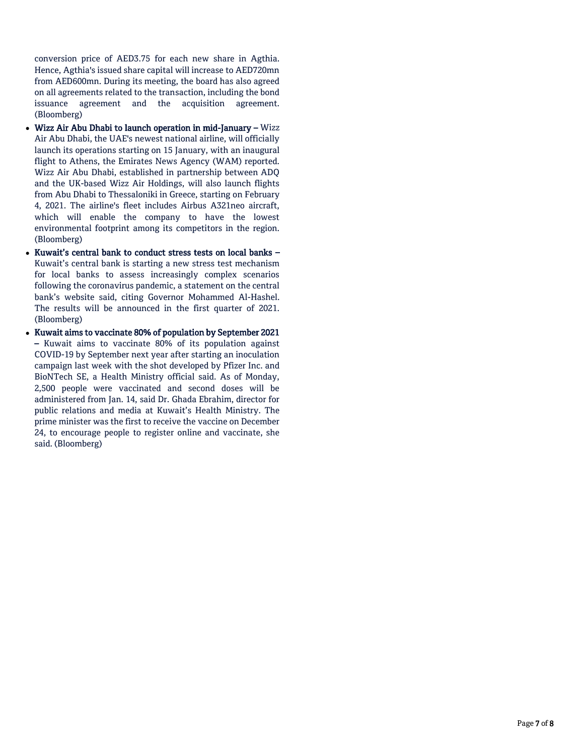conversion price of AED3.75 for each new share in Agthia. Hence, Agthia's issued share capital will increase to AED720mn from AED600mn. During its meeting, the board has also agreed on all agreements related to the transaction, including the bond issuance agreement and the acquisition agreement. (Bloomberg)

- **Wizz Air Abu Dhabi to launch operation in mid-January –** Wizz Air Abu Dhabi, the UAE's newest national airline, will officially launch its operations starting on 15 January, with an inaugural flight to Athens, the Emirates News Agency (WAM) reported. Wizz Air Abu Dhabi, established in partnership between ADQ and the UK-based Wizz Air Holdings, will also launch flights from Abu Dhabi to Thessaloniki in Greece, starting on February 4, 2021. The airline's fleet includes Airbus A321neo aircraft, which will enable the company to have the lowest environmental footprint among its competitors in the region. (Bloomberg)
- **Kuwait's central bank to conduct stress tests on local banks –** Kuwait's central bank is starting a new stress test mechanism for local banks to assess increasingly complex scenarios following the coronavirus pandemic, a statement on the central bank's website said, citing Governor Mohammed Al-Hashel. The results will be announced in the first quarter of 2021. (Bloomberg)
- **Kuwait aims to vaccinate 80% of population by September 2021 –** Kuwait aims to vaccinate 80% of its population against COVID-19 by September next year after starting an inoculation campaign last week with the shot developed by Pfizer Inc. and BioNTech SE, a Health Ministry official said. As of Monday, 2,500 people were vaccinated and second doses will be administered from Jan. 14, said Dr. Ghada Ebrahim, director for public relations and media at Kuwait's Health Ministry. The prime minister was the first to receive the vaccine on December 24, to encourage people to register online and vaccinate, she said. (Bloomberg)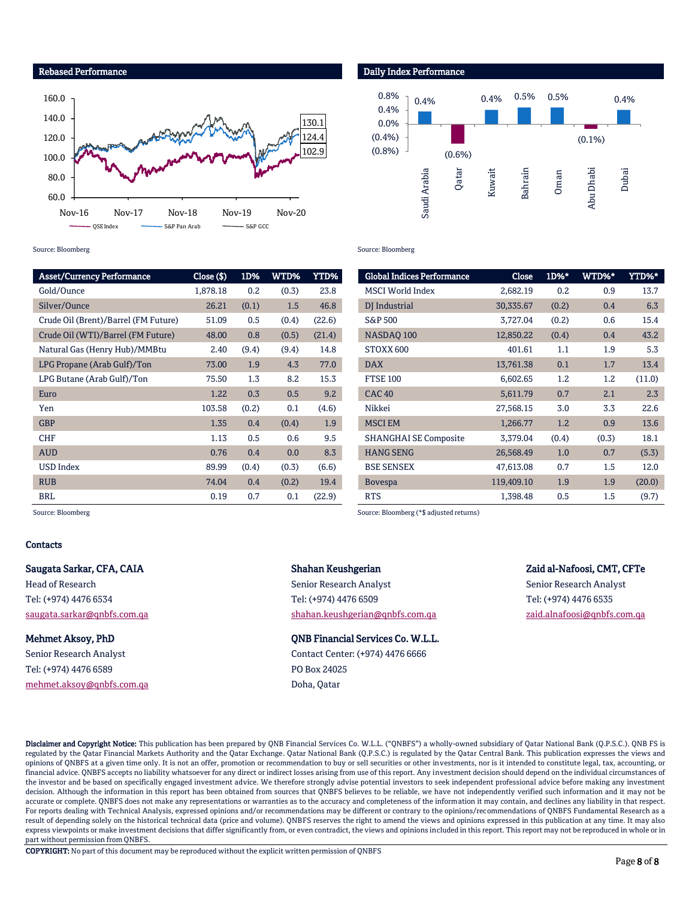## Rebased Performance

160.0
140.0
120.0
100.0
80.0
60.0

Nov-16
Nov-17
Nov-18
Nov-19
Nov-20

130.1
124.4
102.9

QSE Index
S&P Pan Arab
S&P GCC

Source: Bloomberg

## Daily Index Performance

0.8%
0.4%
0.0%
(0.4%)
(0.8%)

0.4%
(0.6%)
0.4%
0.5%
0.5%
(0.1%)
0.4%

Saudi Arabia
Qatar
Kuwait
Bahrain
Oman
Abu Dhabi
Dubai

Source: Bloomberg

| Asset/Currency Performance | Close ($) | 1D% | WTD% | YTD% |
|---|---|---|---|---|
| Gold/Ounce | 1,878.18 | 0.2 | (0.3) | 23.8 |
| Silver/Ounce | 26.21 | (0.1) | 1.5 | 46.8 |
| Crude Oil (Brent)/Barrel (FM Future) | 51.09 | 0.5 | (0.4) | (22.6) |
| Crude Oil (WTI)/Barrel (FM Future) | 48.00 | 0.8 | (0.5) | (21.4) |
| Natural Gas (Henry Hub)/MMBtu | 2.40 | (9.4) | (9.4) | 14.8 |
| LPG Propane (Arab Gulf)/Ton | 73.00 | 1.9 | 4.3 | 77.0 |
| LPG Butane (Arab Gulf)/Ton | 75.50 | 1.3 | 8.2 | 15.3 |
| Euro | 1.22 | 0.3 | 0.5 | 9.2 |
| Yen | 103.58 | (0.2) | 0.1 | (4.6) |
| GBP | 1.35 | 0.4 | (0.4) | 1.9 |
| CHF | 1.13 | 0.5 | 0.6 | 9.5 |
| AUD | 0.76 | 0.4 | 0.0 | 8.3 |
| USD Index | 89.99 | (0.4) | (0.3) | (6.6) |
| RUB | 74.04 | 0.4 | (0.2) | 19.4 |
| BRL | 0.19 | 0.7 | 0.1 | (22.9) |

Source: Bloomberg

| Global Indices Performance | Close | 1D%* | WTD%* | YTD%* |
|---|---|---|---|---|
| MSCI World Index | 2,682.19 | 0.2 | 0.9 | 13.7 |
| DJ Industrial | 30,335.67 | (0.2) | 0.4 | 6.3 |
| S&P 500 | 3,727.04 | (0.2) | 0.6 | 15.4 |
| NASDAQ 100 | 12,850.22 | (0.4) | 0.4 | 43.2 |
| STOXX 600 | 401.61 | 1.1 | 1.9 | 5.3 |
| DAX | 13,761.38 | 0.1 | 1.7 | 13.4 |
| FTSE 100 | 6,602.65 | 1.2 | 1.2 | (11.0) |
| CAC 40 | 5,611.79 | 0.7 | 2.1 | 2.3 |
| Nikkei | 27,568.15 | 3.0 | 3.3 | 22.6 |
| MSCI EM | 1,266.77 | 1.2 | 0.9 | 13.6 |
| SHANGHAI SE Composite | 3,379.04 | (0.4) | (0.3) | 18.1 |
| HANG SENG | 26,568.49 | 1.0 | 0.7 | (5.3) |
| BSE SENSEX | 47,613.08 | 0.7 | 1.5 | 12.0 |
| Bovespa | 119,409.10 | 1.9 | 1.9 | (20.0) |
| RTS | 1,398.48 | 0.5 | 1.5 | (9.7) |

Source: Bloomberg (*$ adjusted returns)

### Contacts

**Saugata Sarkar, CFA, CAIA**
Head of Research
Tel: (+974) 4476 6534
saugata.sarkar@qnbfs.com.qa

**Shahan Keushgerian**
Senior Research Analyst
Tel: (+974) 4476 6509
shahan.keushgerian@qnbfs.com.qa

**Zaid al-Nafoosi, CMT, CFTe**
Senior Research Analyst
Tel: (+974) 4476 6535
zaid.alnafoosi@qnbfs.com.qa

**Mehmet Aksoy, PhD**
Senior Research Analyst
Tel: (+974) 4476 6589
mehmet.aksoy@qnbfs.com.qa

**QNB Financial Services Co. W.L.L.**
Contact Center: (+974) 4476 6666
PO Box 24025
Doha, Qatar

**Disclaimer and Copyright Notice:** This publication has been prepared by QNB Financial Services Co. W.L.L. ("QNBFS") a wholly-owned subsidiary of Qatar National Bank (Q.P.S.C.). QNB FS is regulated by the Qatar Financial Markets Authority and the Qatar Exchange. Qatar National Bank (Q.P.S.C.) is regulated by the Qatar Central Bank. This publication expresses the views and opinions of QNBFS at a given time only. It is not an offer, promotion or recommendation to buy or sell securities or other investments, nor is it intended to constitute legal, tax, accounting, or financial advice. QNBFS accepts no liability whatsoever for any direct or indirect losses arising from use of this report. Any investment decision should depend on the individual circumstances of the investor and be based on specifically engaged investment advice. We therefore strongly advise potential investors to seek independent professional advice before making any investment decision. Although the information in this report has been obtained from sources that QNBFS believes to be reliable, we have not independently verified such information and it may not be accurate or complete. QNBFS does not make any representations or warranties as to the accuracy and completeness of the information it may contain, and declines any liability in that respect. For reports dealing with Technical Analysis, expressed opinions and/or recommendations may be different or contrary to the opinions/recommendations of QNBFS Fundamental Research as a result of depending solely on the historical technical data (price and volume). QNBFS reserves the right to amend the views and opinions expressed in this publication at any time. It may also express viewpoints or make investment decisions that differ significantly from, or even contradict, the views and opinions included in this report. This report may not be reproduced in whole or in part without permission from QNBFS.

**COPYRIGHT:** No part of this document may be reproduced without the explicit written permission of QNBFS